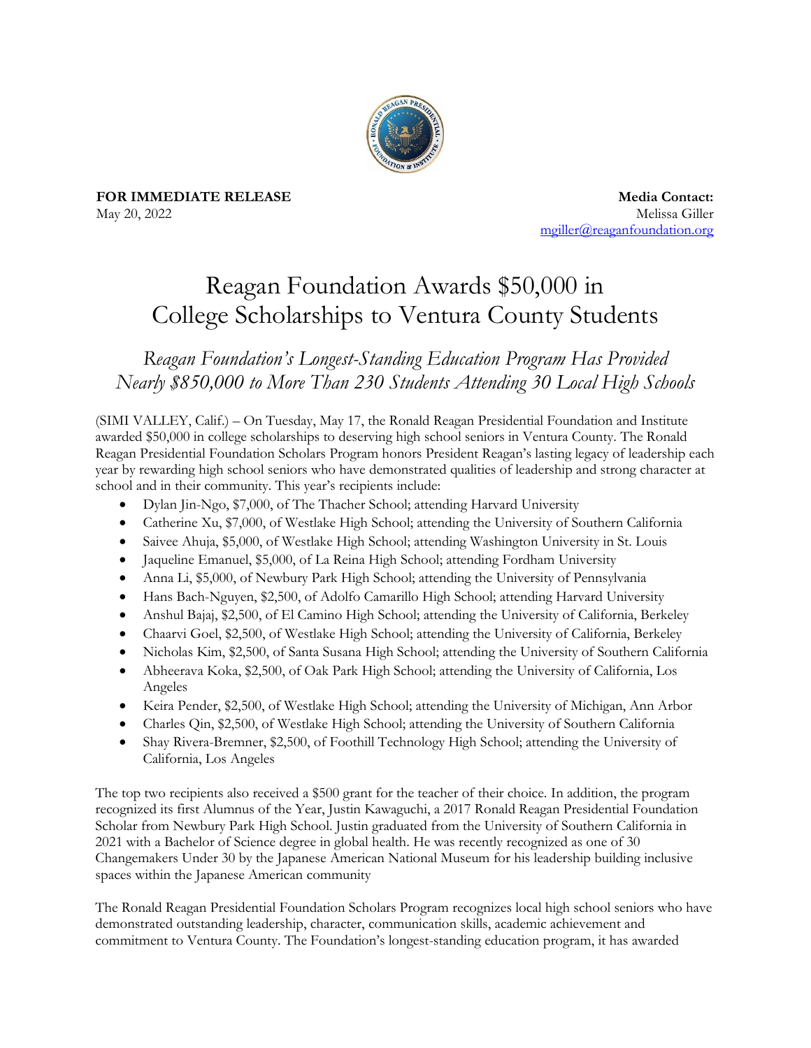**FOR IMMEDIATE RELEASE**
May 20, 2022

**Media Contact:**
Melissa Giller
mgiller@reaganfoundation.org

# Reagan Foundation Awards $50,000 in College Scholarships to Ventura County Students

## *Reagan Foundation's Longest-Standing Education Program Has Provided Nearly $850,000 to More Than 230 Students Attending 30 Local High Schools*

(SIMI VALLEY, Calif.) – On Tuesday, May 17, the Ronald Reagan Presidential Foundation and Institute awarded $50,000 in college scholarships to deserving high school seniors in Ventura County. The Ronald Reagan Presidential Foundation Scholars Program honors President Reagan's lasting legacy of leadership each year by rewarding high school seniors who have demonstrated qualities of leadership and strong character at school and in their community. This year's recipients include:

- Dylan Jin-Ngo, $7,000, of The Thacher School; attending Harvard University
- Catherine Xu, $7,000, of Westlake High School; attending the University of Southern California
- Saivee Ahuja, $5,000, of Westlake High School; attending Washington University in St. Louis
- Jaqueline Emanuel, $5,000, of La Reina High School; attending Fordham University
- Anna Li, $5,000, of Newbury Park High School; attending the University of Pennsylvania
- Hans Bach-Nguyen, $2,500, of Adolfo Camarillo High School; attending Harvard University
- Anshul Bajaj, $2,500, of El Camino High School; attending the University of California, Berkeley
- Chaarvi Goel, $2,500, of Westlake High School; attending the University of California, Berkeley
- Nicholas Kim, $2,500, of Santa Susana High School; attending the University of Southern California
- Abheerava Koka, $2,500, of Oak Park High School; attending the University of California, Los Angeles
- Keira Pender, $2,500, of Westlake High School; attending the University of Michigan, Ann Arbor
- Charles Qin, $2,500, of Westlake High School; attending the University of Southern California
- Shay Rivera-Bremner, $2,500, of Foothill Technology High School; attending the University of California, Los Angeles

The top two recipients also received a $500 grant for the teacher of their choice. In addition, the program recognized its first Alumnus of the Year, Justin Kawaguchi, a 2017 Ronald Reagan Presidential Foundation Scholar from Newbury Park High School. Justin graduated from the University of Southern California in 2021 with a Bachelor of Science degree in global health. He was recently recognized as one of 30 Changemakers Under 30 by the Japanese American National Museum for his leadership building inclusive spaces within the Japanese American community

The Ronald Reagan Presidential Foundation Scholars Program recognizes local high school seniors who have demonstrated outstanding leadership, character, communication skills, academic achievement and commitment to Ventura County. The Foundation's longest-standing education program, it has awarded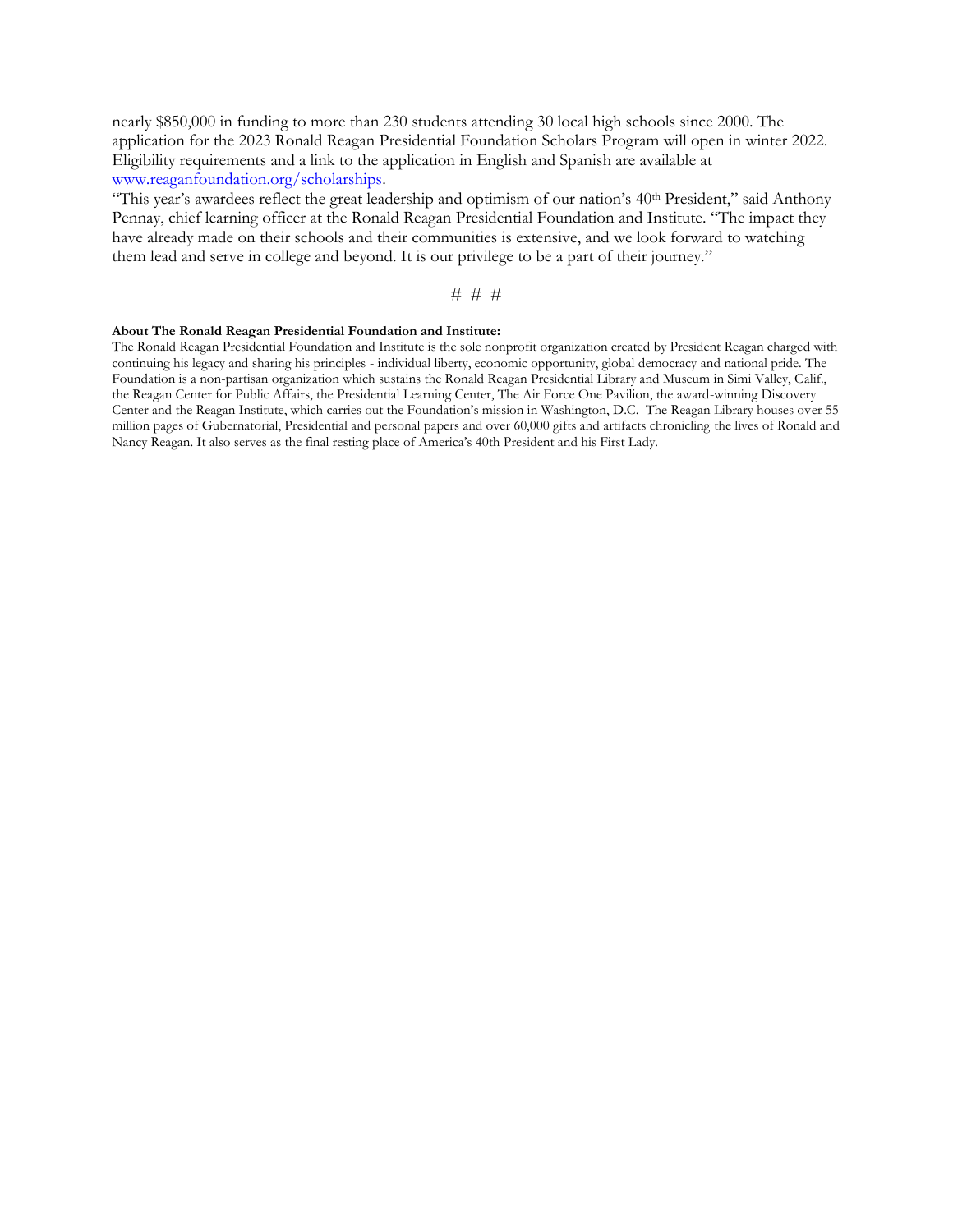nearly $850,000 in funding to more than 230 students attending 30 local high schools since 2000. The application for the 2023 Ronald Reagan Presidential Foundation Scholars Program will open in winter 2022. Eligibility requirements and a link to the application in English and Spanish are available at [www.reaganfoundation.org/scholarships](www.reaganfoundation.org/scholarships).

"This year's awardees reflect the great leadership and optimism of our nation's 40th President," said Anthony Pennay, chief learning officer at the Ronald Reagan Presidential Foundation and Institute. "The impact they have already made on their schools and their communities is extensive, and we look forward to watching them lead and serve in college and beyond. It is our privilege to be a part of their journey."

# # #

**About The Ronald Reagan Presidential Foundation and Institute:**

The Ronald Reagan Presidential Foundation and Institute is the sole nonprofit organization created by President Reagan charged with continuing his legacy and sharing his principles - individual liberty, economic opportunity, global democracy and national pride. The Foundation is a non-partisan organization which sustains the Ronald Reagan Presidential Library and Museum in Simi Valley, Calif., the Reagan Center for Public Affairs, the Presidential Learning Center, The Air Force One Pavilion, the award-winning Discovery Center and the Reagan Institute, which carries out the Foundation's mission in Washington, D.C. The Reagan Library houses over 55 million pages of Gubernatorial, Presidential and personal papers and over 60,000 gifts and artifacts chronicling the lives of Ronald and Nancy Reagan. It also serves as the final resting place of America's 40th President and his First Lady.